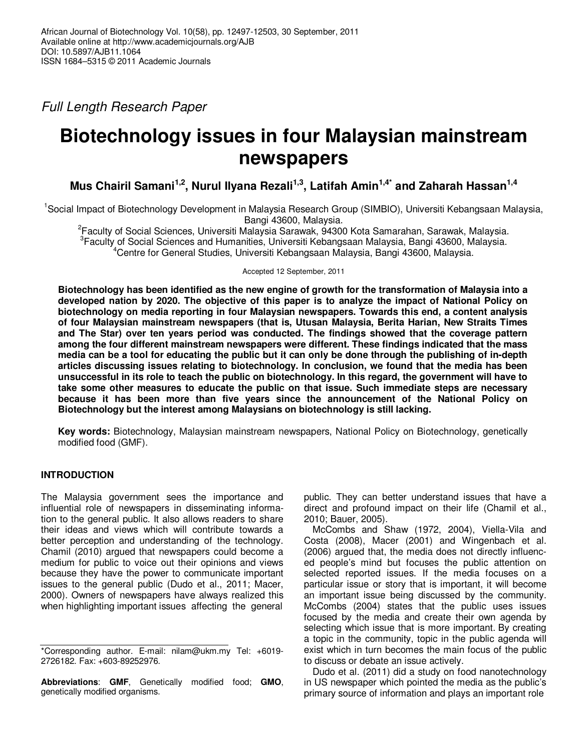African Journal of Biotechnology Vol. 10(58), pp. 12497-12503, 30 September, 2011
Available online at http://www.academicjournals.org/AJB
DOI: 10.5897/AJB11.1064
ISSN 1684–5315 © 2011 Academic Journals

*Full Length Research Paper*

# Biotechnology issues in four Malaysian mainstream newspapers

**Mus Chairil Samani[1,2], Nurul Ilyana Rezali[1,3], Latifah Amin[1,4*] and Zaharah Hassan[1,4]**

[1]Social Impact of Biotechnology Development in Malaysia Research Group (SIMBIO), Universiti Kebangsaan Malaysia, Bangi 43600, Malaysia.
[2]Faculty of Social Sciences, Universiti Malaysia Sarawak, 94300 Kota Samarahan, Sarawak, Malaysia.
[3]Faculty of Social Sciences and Humanities, Universiti Kebangsaan Malaysia, Bangi 43600, Malaysia.
[4]Centre for General Studies, Universiti Kebangsaan Malaysia, Bangi 43600, Malaysia.

Accepted 12 September, 2011

**Biotechnology has been identified as the new engine of growth for the transformation of Malaysia into a developed nation by 2020. The objective of this paper is to analyze the impact of National Policy on biotechnology on media reporting in four Malaysian newspapers. Towards this end, a content analysis of four Malaysian mainstream newspapers (that is, Utusan Malaysia, Berita Harian, New Straits Times and The Star) over ten years period was conducted. The findings showed that the coverage pattern among the four different mainstream newspapers were different. These findings indicated that the mass media can be a tool for educating the public but it can only be done through the publishing of in-depth articles discussing issues relating to biotechnology. In conclusion, we found that the media has been unsuccessful in its role to teach the public on biotechnology. In this regard, the government will have to take some other measures to educate the public on that issue. Such immediate steps are necessary because it has been more than five years since the announcement of the National Policy on Biotechnology but the interest among Malaysians on biotechnology is still lacking.**

**Key words:** Biotechnology, Malaysian mainstream newspapers, National Policy on Biotechnology, genetically modified food (GMF).

## INTRODUCTION

The Malaysia government sees the importance and influential role of newspapers in disseminating information to the general public. It also allows readers to share their ideas and views which will contribute towards a better perception and understanding of the technology. Chamil (2010) argued that newspapers could become a medium for public to voice out their opinions and views because they have the power to communicate important issues to the general public (Dudo et al., 2011; Macer, 2000). Owners of newspapers have always realized this when highlighting important issues affecting the general public. They can better understand issues that have a direct and profound impact on their life (Chamil et al., 2010; Bauer, 2005).

McCombs and Shaw (1972, 2004), Viella-Vila and Costa (2008), Macer (2001) and Wingenbach et al. (2006) argued that, the media does not directly influenced people's mind but focuses the public attention on selected reported issues. If the media focuses on a particular issue or story that is important, it will become an important issue being discussed by the community. McCombs (2004) states that the public uses issues focused by the media and create their own agenda by selecting which issue that is more important. By creating a topic in the community, topic in the public agenda will exist which in turn becomes the main focus of the public to discuss or debate an issue actively.

Dudo et al. (2011) did a study on food nanotechnology in US newspaper which pointed the media as the public's primary source of information and plays an important role

*Corresponding author. E-mail: nilam@ukm.my Tel: +6019-2726182. Fax: +603-89252976.

**Abbreviations**: **GMF**, Genetically modified food; **GMO**, genetically modified organisms.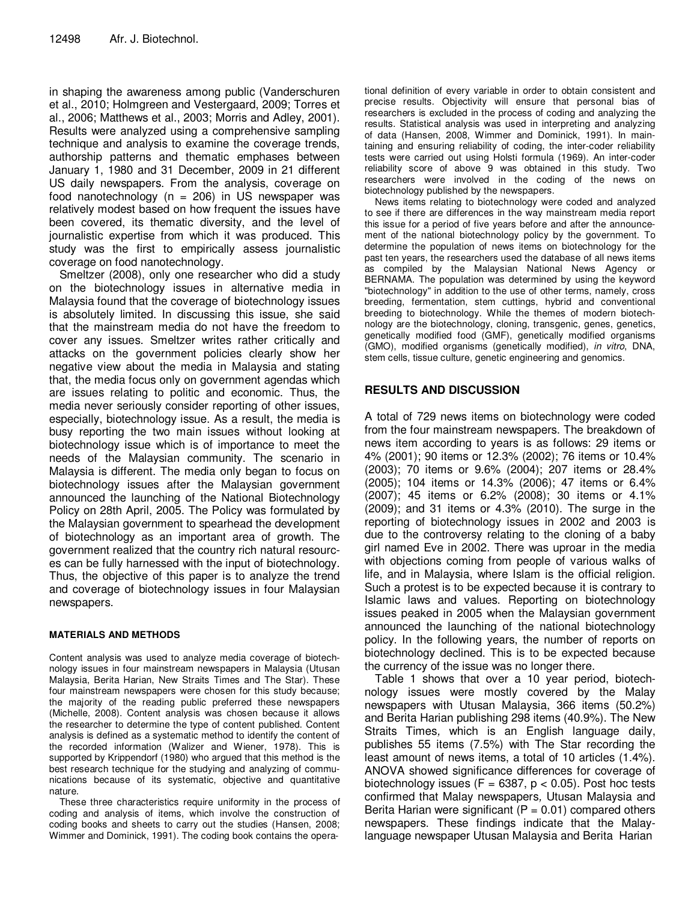in shaping the awareness among public (Vanderschuren et al., 2010; Holmgreen and Vestergaard, 2009; Torres et al., 2006; Matthews et al., 2003; Morris and Adley, 2001). Results were analyzed using a comprehensive sampling technique and analysis to examine the coverage trends, authorship patterns and thematic emphases between January 1, 1980 and 31 December, 2009 in 21 different US daily newspapers. From the analysis, coverage on food nanotechnology (n = 206) in US newspaper was relatively modest based on how frequent the issues have been covered, its thematic diversity, and the level of journalistic expertise from which it was produced. This study was the first to empirically assess journalistic coverage on food nanotechnology.

Smeltzer (2008), only one researcher who did a study on the biotechnology issues in alternative media in Malaysia found that the coverage of biotechnology issues is absolutely limited. In discussing this issue, she said that the mainstream media do not have the freedom to cover any issues. Smeltzer writes rather critically and attacks on the government policies clearly show her negative view about the media in Malaysia and stating that, the media focus only on government agendas which are issues relating to politic and economic. Thus, the media never seriously consider reporting of other issues, especially, biotechnology issue. As a result, the media is busy reporting the two main issues without looking at biotechnology issue which is of importance to meet the needs of the Malaysian community. The scenario in Malaysia is different. The media only began to focus on biotechnology issues after the Malaysian government announced the launching of the National Biotechnology Policy on 28th April, 2005. The Policy was formulated by the Malaysian government to spearhead the development of biotechnology as an important area of growth. The government realized that the country rich natural resources can be fully harnessed with the input of biotechnology. Thus, the objective of this paper is to analyze the trend and coverage of biotechnology issues in four Malaysian newspapers.

## MATERIALS AND METHODS

Content analysis was used to analyze media coverage of biotechnology issues in four mainstream newspapers in Malaysia (Utusan Malaysia, Berita Harian, New Straits Times and The Star). These four mainstream newspapers were chosen for this study because; the majority of the reading public preferred these newspapers (Michelle, 2008). Content analysis was chosen because it allows the researcher to determine the type of content published. Content analysis is defined as a systematic method to identify the content of the recorded information (Walizer and Wiener, 1978). This is supported by Krippendorf (1980) who argued that this method is the best research technique for the studying and analyzing of communications because of its systematic, objective and quantitative nature.

These three characteristics require uniformity in the process of coding and analysis of items, which involve the construction of coding books and sheets to carry out the studies (Hansen, 2008; Wimmer and Dominick, 1991). The coding book contains the operational definition of every variable in order to obtain consistent and precise results. Objectivity will ensure that personal bias of researchers is excluded in the process of coding and analyzing the results. Statistical analysis was used in interpreting and analyzing of data (Hansen, 2008, Wimmer and Dominick, 1991). In maintaining and ensuring reliability of coding, the inter-coder reliability tests were carried out using Holsti formula (1969). An inter-coder reliability score of above 9 was obtained in this study. Two researchers were involved in the coding of the news on biotechnology published by the newspapers.

News items relating to biotechnology were coded and analyzed to see if there are differences in the way mainstream media report this issue for a period of five years before and after the announcement of the national biotechnology policy by the government. To determine the population of news items on biotechnology for the past ten years, the researchers used the database of all news items as compiled by the Malaysian National News Agency or BERNAMA. The population was determined by using the keyword "biotechnology" in addition to the use of other terms, namely, cross breeding, fermentation, stem cuttings, hybrid and conventional breeding to biotechnology. While the themes of modern biotechnology are the biotechnology, cloning, transgenic, genes, genetics, genetically modified food (GMF), genetically modified organisms (GMO), modified organisms (genetically modified), *in vitro*, DNA, stem cells, tissue culture, genetic engineering and genomics.

## RESULTS AND DISCUSSION

A total of 729 news items on biotechnology were coded from the four mainstream newspapers. The breakdown of news item according to years is as follows: 29 items or 4% (2001); 90 items or 12.3% (2002); 76 items or 10.4% (2003); 70 items or 9.6% (2004); 207 items or 28.4% (2005); 104 items or 14.3% (2006); 47 items or 6.4% (2007); 45 items or 6.2% (2008); 30 items or 4.1% (2009); and 31 items or 4.3% (2010). The surge in the reporting of biotechnology issues in 2002 and 2003 is due to the controversy relating to the cloning of a baby girl named Eve in 2002. There was uproar in the media with objections coming from people of various walks of life, and in Malaysia, where Islam is the official religion. Such a protest is to be expected because it is contrary to Islamic laws and values. Reporting on biotechnology issues peaked in 2005 when the Malaysian government announced the launching of the national biotechnology policy. In the following years, the number of reports on biotechnology declined. This is to be expected because the currency of the issue was no longer there.

Table 1 shows that over a 10 year period, biotechnology issues were mostly covered by the Malay newspapers with Utusan Malaysia, 366 items (50.2%) and Berita Harian publishing 298 items (40.9%). The New Straits Times, which is an English language daily, publishes 55 items (7.5%) with The Star recording the least amount of news items, a total of 10 articles (1.4%). ANOVA showed significance differences for coverage of biotechnology issues ($F = 6387$, $p < 0.05$). Post hoc tests confirmed that Malay newspapers, Utusan Malaysia and Berita Harian were significant ($P = 0.01$) compared others newspapers. These findings indicate that the Malay-language newspaper Utusan Malaysia and Berita Harian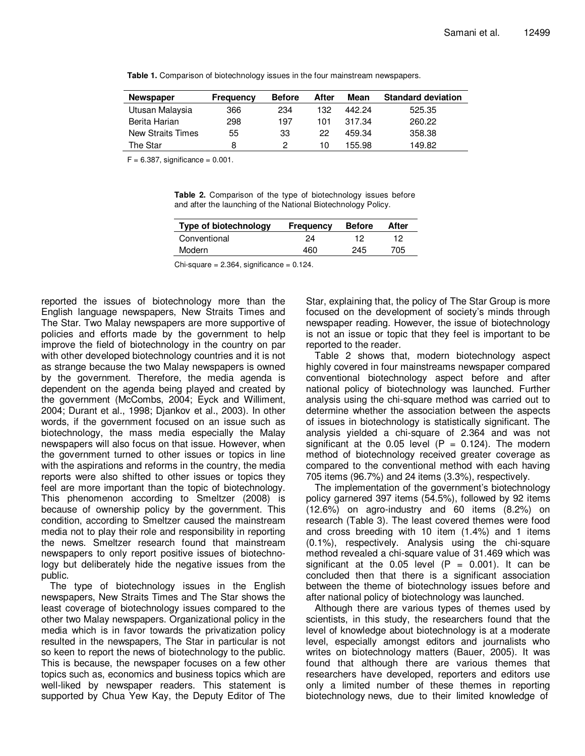**Table 1.** Comparison of biotechnology issues in the four mainstream newspapers.

| Newspaper | Frequency | Before | After | Mean | Standard deviation |
|---|---|---|---|---|---|
| Utusan Malaysia | 366 | 234 | 132 | 442.24 | 525.35 |
| Berita Harian | 298 | 197 | 101 | 317.34 | 260.22 |
| New Straits Times | 55 | 33 | 22 | 459.34 | 358.38 |
| The Star | 8 | 2 | 10 | 155.98 | 149.82 |

F = 6.387, significance = 0.001.

**Table 2.** Comparison of the type of biotechnology issues before and after the launching of the National Biotechnology Policy.

| Type of biotechnology | Frequency | Before | After |
|---|---|---|---|
| Conventional | 24 | 12 | 12 |
| Modern | 460 | 245 | 705 |

Chi-square = 2.364, significance = 0.124.

reported the issues of biotechnology more than the English language newspapers, New Straits Times and The Star. Two Malay newspapers are more supportive of policies and efforts made by the government to help improve the field of biotechnology in the country on par with other developed biotechnology countries and it is not as strange because the two Malay newspapers is owned by the government. Therefore, the media agenda is dependent on the agenda being played and created by the government (McCombs, 2004; Eyck and Williment, 2004; Durant et al., 1998; Djankov et al., 2003). In other words, if the government focused on an issue such as biotechnology, the mass media especially the Malay newspapers will also focus on that issue. However, when the government turned to other issues or topics in line with the aspirations and reforms in the country, the media reports were also shifted to other issues or topics they feel are more important than the topic of biotechnology. This phenomenon according to Smeltzer (2008) is because of ownership policy by the government. This condition, according to Smeltzer caused the mainstream media not to play their role and responsibility in reporting the news. Smeltzer research found that mainstream newspapers to only report positive issues of biotechnology but deliberately hide the negative issues from the public.

The type of biotechnology issues in the English newspapers, New Straits Times and The Star shows the least coverage of biotechnology issues compared to the other two Malay newspapers. Organizational policy in the media which is in favor towards the privatization policy resulted in the newspapers, The Star in particular is not so keen to report the news of biotechnology to the public. This is because, the newspaper focuses on a few other topics such as, economics and business topics which are well-liked by newspaper readers. This statement is supported by Chua Yew Kay, the Deputy Editor of The Star, explaining that, the policy of The Star Group is more focused on the development of society's minds through newspaper reading. However, the issue of biotechnology is not an issue or topic that they feel is important to be reported to the reader.

Table 2 shows that, modern biotechnology aspect highly covered in four mainstreams newspaper compared conventional biotechnology aspect before and after national policy of biotechnology was launched. Further analysis using the chi-square method was carried out to determine whether the association between the aspects of issues in biotechnology is statistically significant. The analysis yielded a chi-square of 2.364 and was not significant at the 0.05 level (P = 0.124). The modern method of biotechnology received greater coverage as compared to the conventional method with each having 705 items (96.7%) and 24 items (3.3%), respectively.

The implementation of the government's biotechnology policy garnered 397 items (54.5%), followed by 92 items (12.6%) on agro-industry and 60 items (8.2%) on research (Table 3). The least covered themes were food and cross breeding with 10 item (1.4%) and 1 items (0.1%), respectively. Analysis using the chi-square method revealed a chi-square value of 31.469 which was significant at the 0.05 level (P = 0.001). It can be concluded then that there is a significant association between the theme of biotechnology issues before and after national policy of biotechnology was launched.

Although there are various types of themes used by scientists, in this study, the researchers found that the level of knowledge about biotechnology is at a moderate level, especially amongst editors and journalists who writes on biotechnology matters (Bauer, 2005). It was found that although there are various themes that researchers have developed, reporters and editors use only a limited number of these themes in reporting biotechnology news, due to their limited knowledge of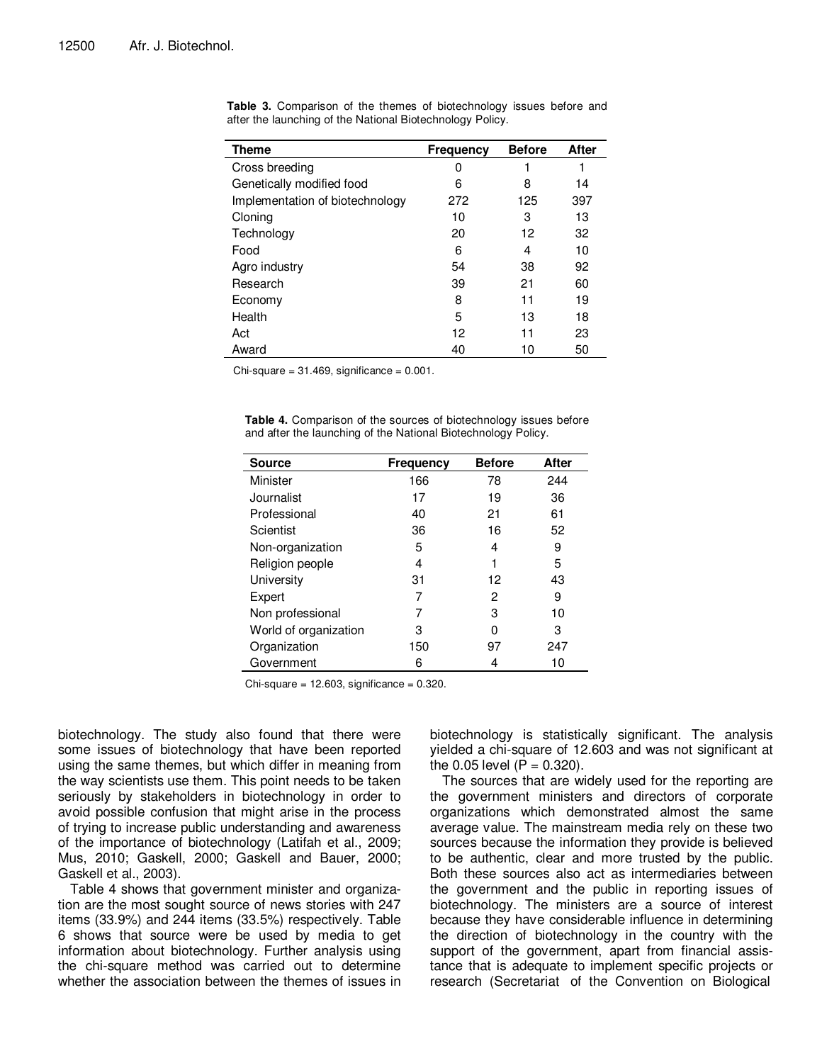**Table 3.** Comparison of the themes of biotechnology issues before and after the launching of the National Biotechnology Policy.

| Theme | Frequency | Before | After |
|---|---|---|---|
| Cross breeding | 0 | 1 | 1 |
| Genetically modified food | 6 | 8 | 14 |
| Implementation of biotechnology | 272 | 125 | 397 |
| Cloning | 10 | 3 | 13 |
| Technology | 20 | 12 | 32 |
| Food | 6 | 4 | 10 |
| Agro industry | 54 | 38 | 92 |
| Research | 39 | 21 | 60 |
| Economy | 8 | 11 | 19 |
| Health | 5 | 13 | 18 |
| Act | 12 | 11 | 23 |
| Award | 40 | 10 | 50 |

Chi-square = 31.469, significance = 0.001.

**Table 4.** Comparison of the sources of biotechnology issues before and after the launching of the National Biotechnology Policy.

| Source | Frequency | Before | After |
|---|---|---|---|
| Minister | 166 | 78 | 244 |
| Journalist | 17 | 19 | 36 |
| Professional | 40 | 21 | 61 |
| Scientist | 36 | 16 | 52 |
| Non-organization | 5 | 4 | 9 |
| Religion people | 4 | 1 | 5 |
| University | 31 | 12 | 43 |
| Expert | 7 | 2 | 9 |
| Non professional | 7 | 3 | 10 |
| World of organization | 3 | 0 | 3 |
| Organization | 150 | 97 | 247 |
| Government | 6 | 4 | 10 |

Chi-square = 12.603, significance = 0.320.

biotechnology. The study also found that there were some issues of biotechnology that have been reported using the same themes, but which differ in meaning from the way scientists use them. This point needs to be taken seriously by stakeholders in biotechnology in order to avoid possible confusion that might arise in the process of trying to increase public understanding and awareness of the importance of biotechnology (Latifah et al., 2009; Mus, 2010; Gaskell, 2000; Gaskell and Bauer, 2000; Gaskell et al., 2003).

Table 4 shows that government minister and organization are the most sought source of news stories with 247 items (33.9%) and 244 items (33.5%) respectively. Table 6 shows that source were be used by media to get information about biotechnology. Further analysis using the chi-square method was carried out to determine whether the association between the themes of issues in biotechnology is statistically significant. The analysis yielded a chi-square of 12.603 and was not significant at the 0.05 level ($P = 0.320$).

The sources that are widely used for the reporting are the government ministers and directors of corporate organizations which demonstrated almost the same average value. The mainstream media rely on these two sources because the information they provide is believed to be authentic, clear and more trusted by the public. Both these sources also act as intermediaries between the government and the public in reporting issues of biotechnology. The ministers are a source of interest because they have considerable influence in determining the direction of biotechnology in the country with the support of the government, apart from financial assistance that is adequate to implement specific projects or research (Secretariat of the Convention on Biological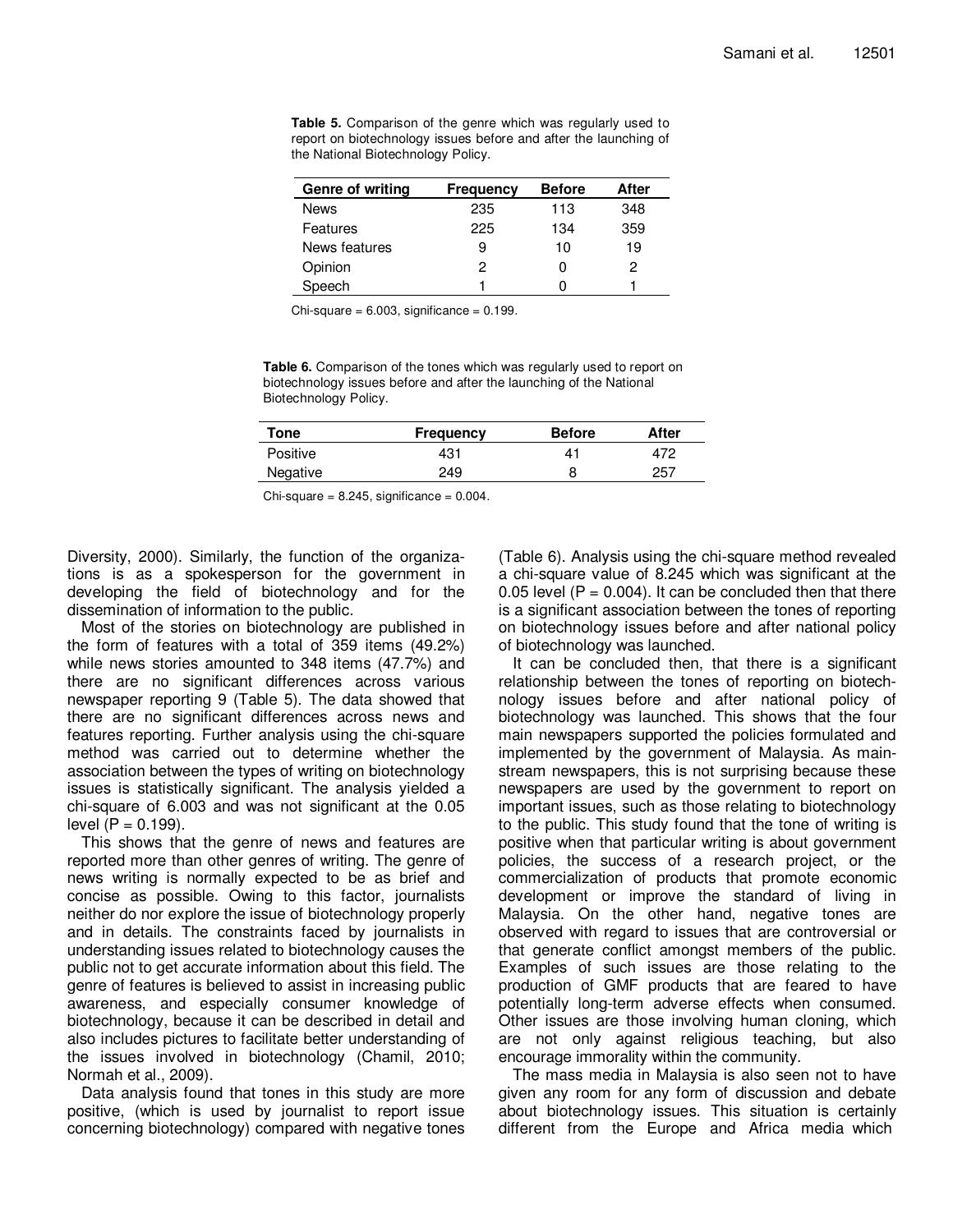**Table 5.** Comparison of the genre which was regularly used to report on biotechnology issues before and after the launching of the National Biotechnology Policy.

| Genre of writing | Frequency | Before | After |
|---|---|---|---|
| News | 235 | 113 | 348 |
| Features | 225 | 134 | 359 |
| News features | 9 | 10 | 19 |
| Opinion | 2 | 0 | 2 |
| Speech | 1 | 0 | 1 |

Chi-square = 6.003, significance = 0.199.

**Table 6.** Comparison of the tones which was regularly used to report on biotechnology issues before and after the launching of the National Biotechnology Policy.

| Tone | Frequency | Before | After |
|---|---|---|---|
| Positive | 431 | 41 | 472 |
| Negative | 249 | 8 | 257 |

Chi-square = 8.245, significance = 0.004.

Diversity, 2000). Similarly, the function of the organizations is as a spokesperson for the government in developing the field of biotechnology and for the dissemination of information to the public.

Most of the stories on biotechnology are published in the form of features with a total of 359 items (49.2%) while news stories amounted to 348 items (47.7%) and there are no significant differences across various newspaper reporting 9 (Table 5). The data showed that there are no significant differences across news and features reporting. Further analysis using the chi-square method was carried out to determine whether the association between the types of writing on biotechnology issues is statistically significant. The analysis yielded a chi-square of 6.003 and was not significant at the 0.05 level ($P = 0.199$).

This shows that the genre of news and features are reported more than other genres of writing. The genre of news writing is normally expected to be as brief and concise as possible. Owing to this factor, journalists neither do nor explore the issue of biotechnology properly and in details. The constraints faced by journalists in understanding issues related to biotechnology causes the public not to get accurate information about this field. The genre of features is believed to assist in increasing public awareness, and especially consumer knowledge of biotechnology, because it can be described in detail and also includes pictures to facilitate better understanding of the issues involved in biotechnology (Chamil, 2010; Normah et al., 2009).

Data analysis found that tones in this study are more positive, (which is used by journalist to report issue concerning biotechnology) compared with negative tones (Table 6). Analysis using the chi-square method revealed a chi-square value of 8.245 which was significant at the 0.05 level ($P = 0.004$). It can be concluded then that there is a significant association between the tones of reporting on biotechnology issues before and after national policy of biotechnology was launched.

It can be concluded then, that there is a significant relationship between the tones of reporting on biotechnology issues before and after national policy of biotechnology was launched. This shows that the four main newspapers supported the policies formulated and implemented by the government of Malaysia. As mainstream newspapers, this is not surprising because these newspapers are used by the government to report on important issues, such as those relating to biotechnology to the public. This study found that the tone of writing is positive when that particular writing is about government policies, the success of a research project, or the commercialization of products that promote economic development or improve the standard of living in Malaysia. On the other hand, negative tones are observed with regard to issues that are controversial or that generate conflict amongst members of the public. Examples of such issues are those relating to the production of GMF products that are feared to have potentially long-term adverse effects when consumed. Other issues are those involving human cloning, which are not only against religious teaching, but also encourage immorality within the community.

The mass media in Malaysia is also seen not to have given any room for any form of discussion and debate about biotechnology issues. This situation is certainly different from the Europe and Africa media which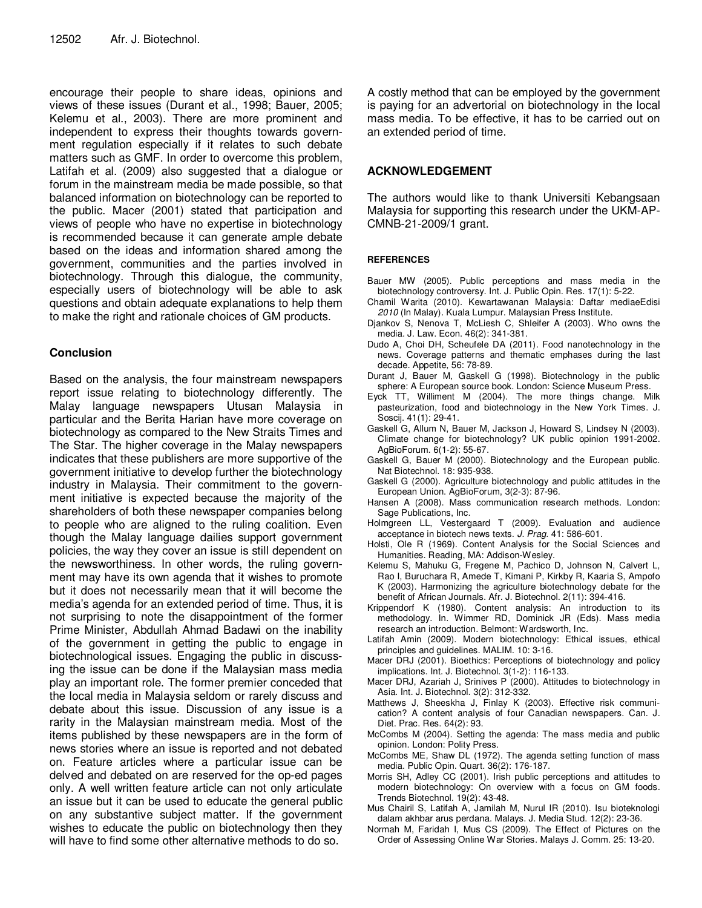encourage their people to share ideas, opinions and views of these issues (Durant et al., 1998; Bauer, 2005; Kelemu et al., 2003). There are more prominent and independent to express their thoughts towards government regulation especially if it relates to such debate matters such as GMF. In order to overcome this problem, Latifah et al. (2009) also suggested that a dialogue or forum in the mainstream media be made possible, so that balanced information on biotechnology can be reported to the public. Macer (2001) stated that participation and views of people who have no expertise in biotechnology is recommended because it can generate ample debate based on the ideas and information shared among the government, communities and the parties involved in biotechnology. Through this dialogue, the community, especially users of biotechnology will be able to ask questions and obtain adequate explanations to help them to make the right and rational choices of GM products.

## Conclusion

Based on the analysis, the four mainstream newspapers report issue relating to biotechnology differently. The Malay language newspapers Utusan Malaysia in particular and the Berita Harian have more coverage on biotechnology as compared to the New Straits Times and The Star. The higher coverage in the Malay newspapers indicates that these publishers are more supportive of the government initiative to develop further the biotechnology industry in Malaysia. Their commitment to the government initiative is expected because the majority of the shareholders of both these newspaper companies belong to people who are aligned to the ruling coalition. Even though the Malay language dailies support government policies, the way they cover an issue is still dependent on the newsworthiness. In other words, the ruling government may have its own agenda that it wishes to promote but it does not necessarily mean that it will become the media's agenda for an extended period of time. Thus, it is not surprising to note the disappointment of the former Prime Minister, Abdullah Ahmad Badawi on the inability of the government in getting the public to engage in biotechnological issues. Engaging the public in discussing the issue can be done if the Malaysian mass media play an important role. The former premier conceded that the local media in Malaysia seldom or rarely discuss and debate about this issue. Discussion of any issue is a rarity in the Malaysian mainstream media. Most of the items published by these newspapers are in the form of news stories where an issue is reported and not debated on. Feature articles where a particular issue can be delved and debated on are reserved for the op-ed pages only. A well written feature article can not only articulate an issue but it can be used to educate the general public on any substantive subject matter. If the government wishes to educate the public on biotechnology then they will have to find some other alternative methods to do so.

A costly method that can be employed by the government is paying for an advertorial on biotechnology in the local mass media. To be effective, it has to be carried out on an extended period of time.

## ACKNOWLEDGEMENT

The authors would like to thank Universiti Kebangsaan Malaysia for supporting this research under the UKM-AP-CMNB-21-2009/1 grant.

### REFERENCES

Bauer MW (2005). Public perceptions and mass media in the biotechnology controversy. Int. J. Public Opin. Res. 17(1): 5-22.

Chamil Warita (2010). Kewartawanan Malaysia: Daftar mediaeEdisi *2010* (In Malay). Kuala Lumpur. Malaysian Press Institute.

Djankov S, Nenova T, McLiesh C, Shleifer A (2003). Who owns the media. J. Law. Econ. 46(2): 341-381.

Dudo A, Choi DH, Scheufele DA (2011). Food nanotechnology in the news. Coverage patterns and thematic emphases during the last decade. Appetite, 56: 78-89.

Durant J, Bauer M, Gaskell G (1998). Biotechnology in the public sphere: A European source book. London: Science Museum Press.

Eyck TT, Williment M (2004). The more things change. Milk pasteurization, food and biotechnology in the New York Times. J. Soscij. 41(1): 29-41.

Gaskell G, Allum N, Bauer M, Jackson J, Howard S, Lindsey N (2003). Climate change for biotechnology? UK public opinion 1991-2002. AgBioForum. 6(1-2): 55-67.

Gaskell G, Bauer M (2000). Biotechnology and the European public. Nat Biotechnol. 18: 935-938.

Gaskell G (2000). Agriculture biotechnology and public attitudes in the European Union. AgBioForum, 3(2-3): 87-96.

Hansen A (2008). Mass communication research methods. London: Sage Publications, Inc.

Holmgreen LL, Vestergaard T (2009). Evaluation and audience acceptance in biotech news texts. *J. Prag.* 41: 586-601.

Holsti, Ole R (1969). Content Analysis for the Social Sciences and Humanities. Reading, MA: Addison-Wesley.

Kelemu S, Mahuku G, Fregene M, Pachico D, Johnson N, Calvert L, Rao I, Buruchara R, Amede T, Kimani P, Kirkby R, Kaaria S, Ampofo K (2003). Harmonizing the agriculture biotechnology debate for the benefit of African Journals. Afr. J. Biotechnol. 2(11): 394-416.

Krippendorf K (1980). Content analysis: An introduction to its methodology. In. Wimmer RD, Dominick JR (Eds). Mass media research an introduction. Belmont: Wardsworth, Inc.

Latifah Amin (2009). Modern biotechnology: Ethical issues, ethical principles and guidelines. MALIM. 10: 3-16.

Macer DRJ (2001). Bioethics: Perceptions of biotechnology and policy implications. Int. J. Biotechnol. 3(1-2): 116-133.

Macer DRJ, Azariah J, Srinives P (2000). Attitudes to biotechnology in Asia. Int. J. Biotechnol. 3(2): 312-332.

Matthews J, Sheeskha J, Finlay K (2003). Effective risk communication? A content analysis of four Canadian newspapers. Can. J. Diet. Prac. Res. 64(2): 93.

McCombs M (2004). Setting the agenda: The mass media and public opinion. London: Polity Press.

McCombs ME, Shaw DL (1972). The agenda setting function of mass media. Public Opin. Quart. 36(2): 176-187.

Morris SH, Adley CC (2001). Irish public perceptions and attitudes to modern biotechnology: On overview with a focus on GM foods. Trends Biotechnol. 19(2): 43-48.

Mus Chairil S, Latifah A, Jamilah M, Nurul IR (2010). Isu bioteknologi dalam akhbar arus perdana. Malays. J. Media Stud. 12(2): 23-36.

Normah M, Faridah I, Mus CS (2009). The Effect of Pictures on the Order of Assessing Online War Stories. Malays J. Comm. 25: 13-20.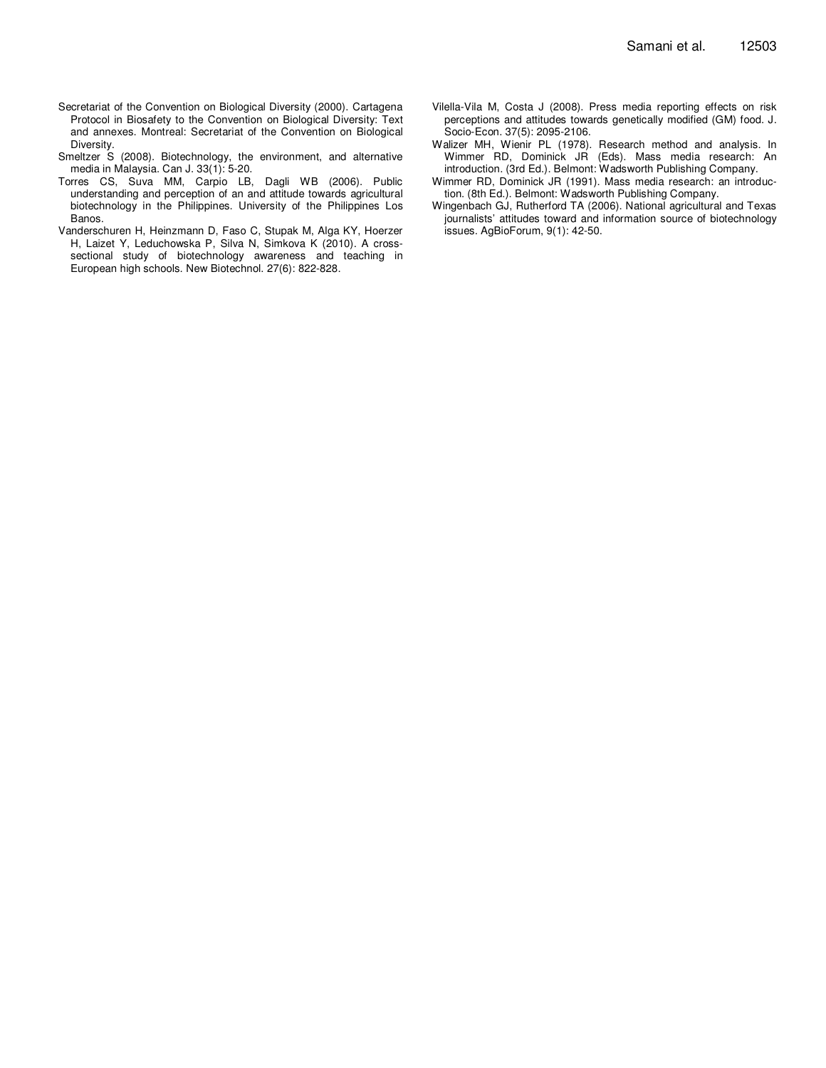Secretariat of the Convention on Biological Diversity (2000). Cartagena Protocol in Biosafety to the Convention on Biological Diversity: Text and annexes. Montreal: Secretariat of the Convention on Biological Diversity.

Smeltzer S (2008). Biotechnology, the environment, and alternative media in Malaysia. Can J. 33(1): 5-20.

Torres CS, Suva MM, Carpio LB, Dagli WB (2006). Public understanding and perception of an and attitude towards agricultural biotechnology in the Philippines. University of the Philippines Los Banos.

Vanderschuren H, Heinzmann D, Faso C, Stupak M, Alga KY, Hoerzer H, Laizet Y, Leduchowska P, Silva N, Simkova K (2010). A cross-sectional study of biotechnology awareness and teaching in European high schools. New Biotechnol. 27(6): 822-828.

Vilella-Vila M, Costa J (2008). Press media reporting effects on risk perceptions and attitudes towards genetically modified (GM) food. J. Socio-Econ. 37(5): 2095-2106.

Walizer MH, Wienir PL (1978). Research method and analysis. In Wimmer RD, Dominick JR (Eds). Mass media research: An introduction. (3rd Ed.). Belmont: Wadsworth Publishing Company.

Wimmer RD, Dominick JR (1991). Mass media research: an introduction. (8th Ed.). Belmont: Wadsworth Publishing Company.

Wingenbach GJ, Rutherford TA (2006). National agricultural and Texas journalists' attitudes toward and information source of biotechnology issues. AgBioForum, 9(1): 42-50.